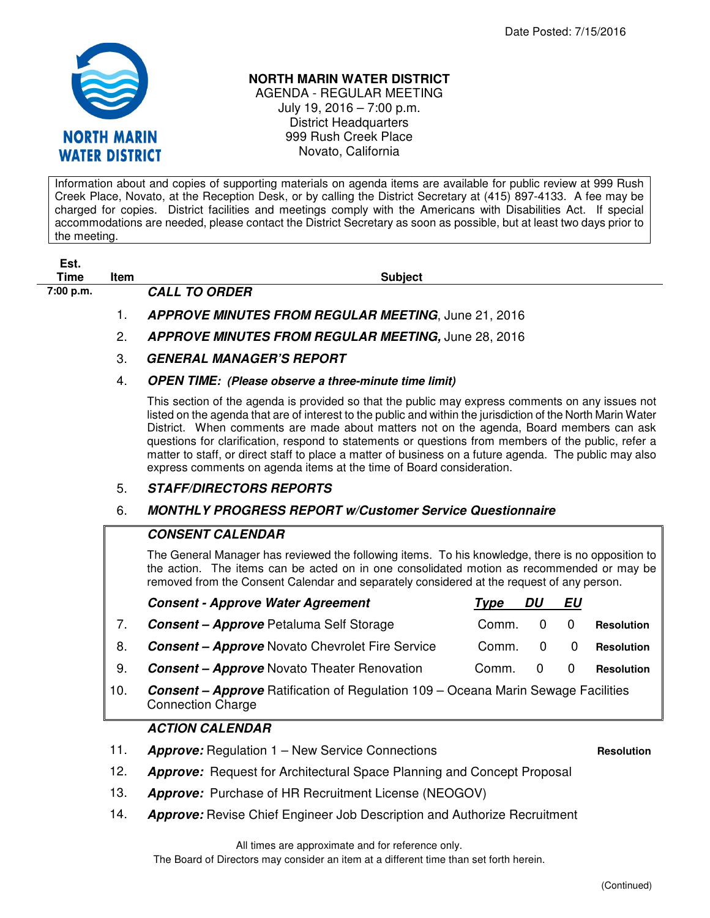Date Posted: 7/15/2016

# NORTH MARIN WATER DISTRICT

AGENDA - REGULAR MEETING
July 19, 2016 – 7:00 p.m.
District Headquarters
999 Rush Creek Place
Novato, California

Information about and copies of supporting materials on agenda items are available for public review at 999 Rush Creek Place, Novato, at the Reception Desk, or by calling the District Secretary at (415) 897-4133. A fee may be charged for copies. District facilities and meetings comply with the Americans with Disabilities Act. If special accommodations are needed, please contact the District Secretary as soon as possible, but at least two days prior to the meeting.

| Est. Time | Item | Subject | | | | |
|---|---|---|---|---|---|---|
| 7:00 p.m. | | ***CALL TO ORDER*** | | | | |
| | 1. | ***APPROVE MINUTES FROM REGULAR MEETING***, June 21, 2016 | | | | |
| | 2. | ***APPROVE MINUTES FROM REGULAR MEETING,*** June 28, 2016 | | | | |
| | 3. | ***GENERAL MANAGER'S REPORT*** | | | | |
| | 4. | ***OPEN TIME: (Please observe a three-minute time limit)*** | | | | |

This section of the agenda is provided so that the public may express comments on any issues not listed on the agenda that are of interest to the public and within the jurisdiction of the North Marin Water District. When comments are made about matters not on the agenda, Board members can ask questions for clarification, respond to statements or questions from members of the public, refer a matter to staff, or direct staff to place a matter of business on a future agenda. The public may also express comments on agenda items at the time of Board consideration.

5. ***STAFF/DIRECTORS REPORTS***

6. ***MONTHLY PROGRESS REPORT w/Customer Service Questionnaire***

***CONSENT CALENDAR***

The General Manager has reviewed the following items. To his knowledge, there is no opposition to the action. The items can be acted on in one consolidated motion as recommended or may be removed from the Consent Calendar and separately considered at the request of any person.

| Item | ***Consent - Approve Water Agreement*** | ***Type*** | ***DU*** | ***EU*** | |
|---|---|---|---|---|---|
| 7. | ***Consent – Approve*** Petaluma Self Storage | Comm. | 0 | 0 | **Resolution** |
| 8. | ***Consent – Approve*** Novato Chevrolet Fire Service | Comm. | 0 | 0 | **Resolution** |
| 9. | ***Consent – Approve*** Novato Theater Renovation | Comm. | 0 | 0 | **Resolution** |
| 10. | ***Consent – Approve*** Ratification of Regulation 109 – Oceana Marin Sewage Facilities Connection Charge | | | | |

***ACTION CALENDAR***

11. ***Approve:*** Regulation 1 – New Service Connections **Resolution**
12. ***Approve:*** Request for Architectural Space Planning and Concept Proposal
13. ***Approve:*** Purchase of HR Recruitment License (NEOGOV)
14. ***Approve:*** Revise Chief Engineer Job Description and Authorize Recruitment

All times are approximate and for reference only.
The Board of Directors may consider an item at a different time than set forth herein.

(Continued)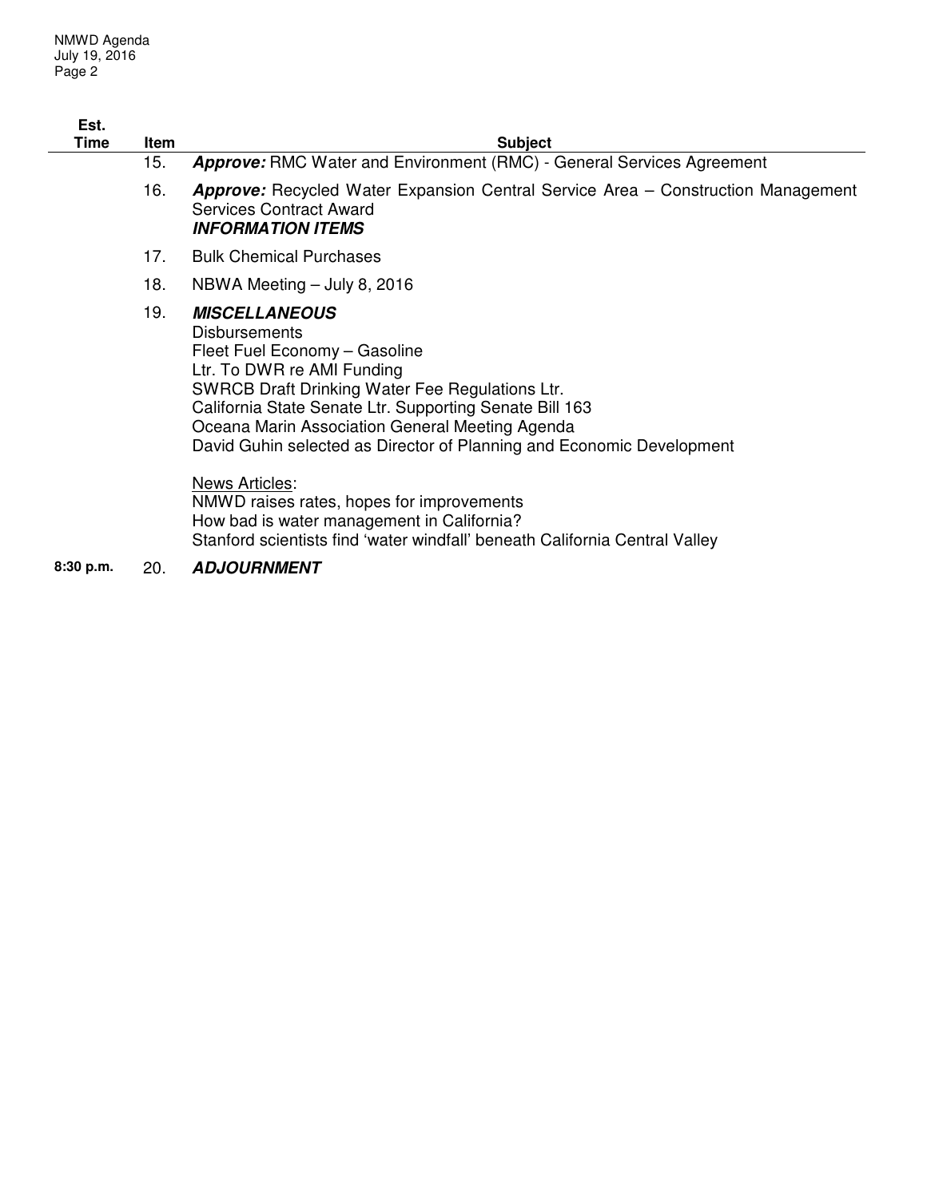| Est. Time | Item | Subject |
| --- | --- | --- |
| | 15. | ***Approve:*** RMC Water and Environment (RMC) - General Services Agreement |
| | 16. | ***Approve:*** Recycled Water Expansion Central Service Area – Construction Management Services Contract Award |
| | | ***INFORMATION ITEMS*** |
| | 17. | Bulk Chemical Purchases |
| | 18. | NBWA Meeting – July 8, 2016 |
| | 19. | ***MISCELLANEOUS***<br>Disbursements<br>Fleet Fuel Economy – Gasoline<br>Ltr. To DWR re AMI Funding<br>SWRCB Draft Drinking Water Fee Regulations Ltr.<br>California State Senate Ltr. Supporting Senate Bill 163<br>Oceana Marin Association General Meeting Agenda<br>David Guhin selected as Director of Planning and Economic Development<br><br><u>News Articles</u>:<br>NMWD raises rates, hopes for improvements<br>How bad is water management in California?<br>Stanford scientists find 'water windfall' beneath California Central Valley |
| **8:30 p.m.** | 20. | ***ADJOURNMENT*** |